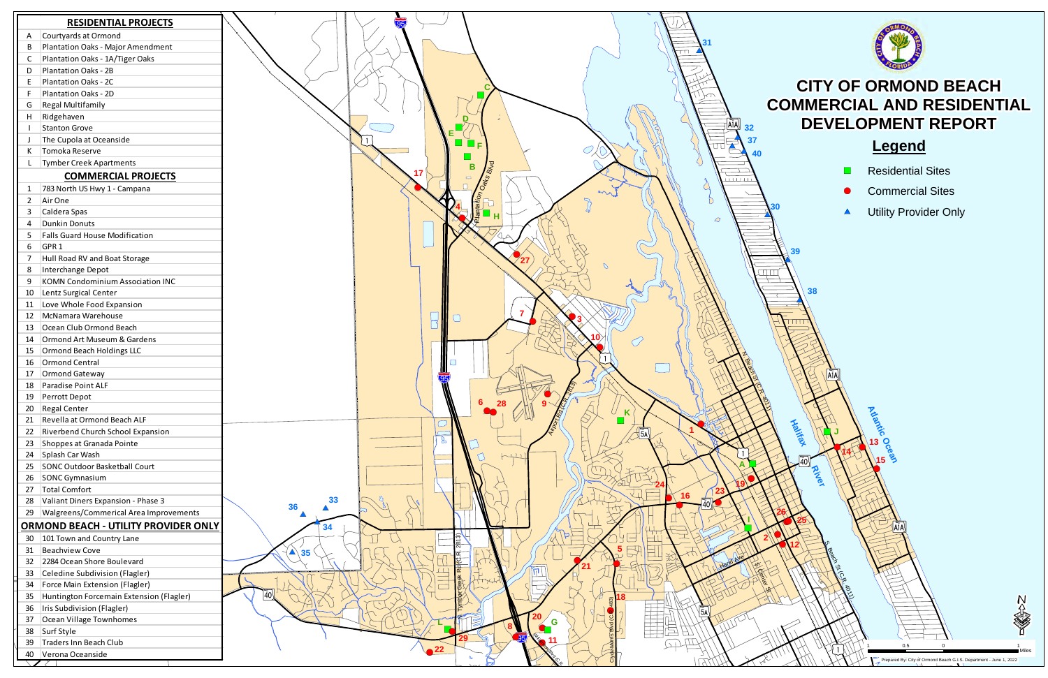# CITY OF ORMOND BEACH COMMERCIAL AND RESIDENTIAL DEVELOPMENT REPORT

## Legend

- Residential Sites
- Commercial Sites
- Utility Provider Only

## RESIDENTIAL PROJECTS

| | |
|---|---|
| A | Courtyards at Ormond |
| B | Plantation Oaks - Major Amendment |
| C | Plantation Oaks - 1A/Tiger Oaks |
| D | Plantation Oaks - 2B |
| E | Plantation Oaks - 2C |
| F | Plantation Oaks - 2D |
| G | Regal Multifamily |
| H | Ridgehaven |
| I | Stanton Grove |
| J | The Cupola at Oceanside |
| K | Tomoka Reserve |
| L | Tymber Creek Apartments |

## COMMERCIAL PROJECTS

| | |
|---|---|
| 1 | 783 North US Hwy 1 - Campana |
| 2 | Air One |
| 3 | Caldera Spas |
| 4 | Dunkin Donuts |
| 5 | Falls Guard House Modification |
| 6 | GPR 1 |
| 7 | Hull Road RV and Boat Storage |
| 8 | Interchange Depot |
| 9 | KOMN Condominium Association INC |
| 10 | Lentz Surgical Center |
| 11 | Love Whole Food Expansion |
| 12 | McNamara Warehouse |
| 13 | Ocean Club Ormond Beach |
| 14 | Ormond Art Museum & Gardens |
| 15 | Ormond Beach Holdings LLC |
| 16 | Ormond Central |
| 17 | Ormond Gateway |
| 18 | Paradise Point ALF |
| 19 | Perrott Depot |
| 20 | Regal Center |
| 21 | Revella at Ormond Beach ALF |
| 22 | Riverbend Church School Expansion |
| 23 | Shoppes at Granada Pointe |
| 24 | Splash Car Wash |
| 25 | SONC Outdoor Basketball Court |
| 26 | SONC Gymnasium |
| 27 | Total Comfort |
| 28 | Valiant Diners Expansion - Phase 3 |
| 29 | Walgreens/Commerical Area Improvements |

## ORMOND BEACH - UTILITY PROVIDER ONLY

| | |
|---|---|
| 30 | 101 Town and Country Lane |
| 31 | Beachview Cove |
| 32 | 2284 Ocean Shore Boulevard |
| 33 | Celedine Subdivision (Flagler) |
| 34 | Force Main Extension (Flagler) |
| 35 | Huntington Forcemain Extension (Flagler) |
| 36 | Iris Subdivision (Flagler) |
| 37 | Ocean Village Townhomes |
| 38 | Surf Style |
| 39 | Traders Inn Beach Club |
| 40 | Verona Oceanside |

Prepared By: City of Ormond Beach G.I.S. Department - June 1, 2022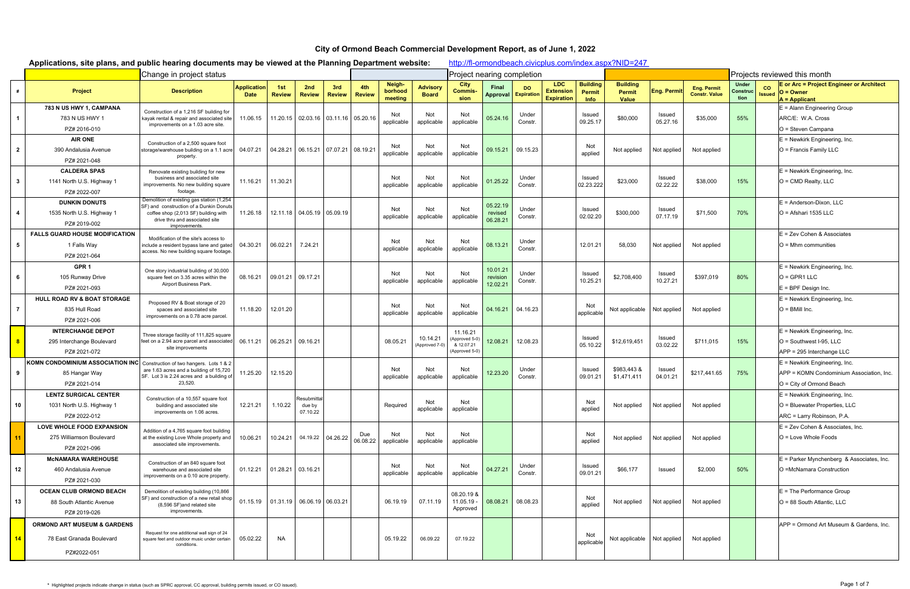# City of Ormond Beach Commercial Development Report, as of June 1, 2022

**Applications, site plans, and public hearing documents may be viewed at the Planning Department website:** http://fl-ormondbeach.civicplus.com/index.aspx?NID=247

Legend: Change in project status | Project nearing completion | Projects reviewed this month

| # | Project | Description | Application Date | 1st Review | 2nd Review | 3rd Review | 4th Review | Neighborhood meeting | Advisory Board | City Commission | Final Approval | DO Expiration | LDC Extension Expiration | Building Permit Info | Building Permit Value | Eng. Permit | Eng. Permit Constr. Value | Under Construction | CO Issued | E or Arc = Project Engineer or Architect O = Owner A = Applicant |
|---|---|---|---|---|---|---|---|---|---|---|---|---|---|---|---|---|---|---|---|---|
| 1 | **783 N US HWY 1, CAMPANA** 783 N US HWY 1 PZ# 2016-010 | Construction of a 1,216 SF building for kayak rental & repair and associated site improvements on a 1.03 acre site. | 11.06.15 | 11.20.15 | 02.03.16 | 03.11.16 | 05.20.16 | Not applicable | Not applicable | Not applicable | 05.24.16 | Under Constr. | | Issued 09.25.17 | $80,000 | Issued 05.27.16 | $35,000 | 55% | | E = Alann Engineering Group ARC/E: W.A. Cross O = Steven Campana |
| 2 | **AIR ONE** 390 Andalusia Avenue PZ# 2021-048 | Construction of a 2,500 square foot storage/warehouse building on a 1.1 acre property. | 04.07.21 | 04.28.21 | 06.15.21 | 07.07.21 | 08.19.21 | Not applicable | Not applicable | Not applicable | 09.15.21 | 09.15.23 | | Not applied | Not applied | Not applied | Not applied | | | E = Newkirk Engineering, Inc. O = Francis Family LLC |
| 3 | **CALDERA SPAS** 1141 North U.S. Highway 1 PZ# 2022-007 | Renovate existing building for new business and associated site improvements. No new building square footage. | 11.16.21 | 11.30.21 | | | | Not applicable | Not applicable | Not applicable | 01.25.22 | Under Constr. | | Issued 02.23.222 | $23,000 | Issued 02.22.22 | $38,000 | 15% | | E = Newkirk Engineering, Inc. O = CMD Realty, LLC |
| 4 | **DUNKIN DONUTS** 1535 North U.S. Highway 1 PZ# 2019-002 | Demolition of existing gas station (1,254 SF) and construction of a Dunkin Donuts coffee shop (2,013 SF) building with drive thru and associated site improvements. | 11.26.18 | 12.11.18 | 04.05.19 | 05.09.19 | | Not applicable | Not applicable | Not applicable | 05.22.19 revised 06.28.21 | Under Constr. | | Issued 02.02.20 | $300,000 | Issued 07.17.19 | $71,500 | 70% | | E = Anderson-Dixon, LLC O = Afshari 1535 LLC |
| 5 | **FALLS GUARD HOUSE MODIFICATION** 1 Falls Way PZ# 2021-064 | Modification of the site's access to include a resident bypass lane and gated access. No new building square footage. | 04.30.21 | 06.02.21 | 7.24.21 | | | Not applicable | Not applicable | Not applicable | 08.13.21 | Under Constr. | | 12.01.21 | 58,030 | Not applied | Not applied | | | E = Zev Cohen & Associates O = Mhm communities |
| 6 | **GPR 1** 105 Runway Drive PZ# 2021-093 | One story industrial building of 30,000 square feet on 3.35 acres within the Airport Business Park. | 08.16.21 | 09.01.21 | 09.17.21 | | | Not applicable | Not applicable | Not applicable | 10.01.21 revision 12.02.21 | Under Constr. | | Issued 10.25.21 | $2,708,400 | Issued 10.27.21 | $397,019 | 80% | | E = Newkirk Engineering, Inc. O = GPR1 LLC E = BPF Design Inc. |
| 7 | **HULL ROAD RV & BOAT STORAGE** 835 Hull Road PZ# 2021-006 | Proposed RV & Boat storage of 20 spaces and associated site improvements on a 0.78 acre parcel. | 11.18.20 | 12.01.20 | | | | Not applicable | Not applicable | Not applicable | 04.16.21 | 04.16.23 | | Not applicable | Not applicable | Not applied | Not applied | | | E = Newkirk Engineering, Inc. O = BMill Inc. |
| 8 | **INTERCHANGE DEPOT** 295 Interchange Boulevard PZ# 2021-072 | Three storage facility of 111,825 square feet on a 2.94 acre parcel and associated site improvements | 06.11.21 | 06.25.21 | 09.16.21 | | | 08.05.21 | 10.14.21 (Approved 7-0) | 11.16.21 (Approved 5-0) & 12.07.21 (Approved 5-0) | 12.08.21 | 12.08.23 | | Issued 05.10.22 | $12,619,451 | Issued 03.02.22 | $711,015 | 15% | | E = Newkirk Engineering, Inc. O = Southwest I-95, LLC APP = 295 Interchange LLC |
| 9 | **KOMN CONDOMINIUM ASSOCIATION INC** 85 Hangar Way PZ# 2021-014 | Construction of two hangers. Lots 1 & 2 are 1.63 acres and a building of 15,720 SF. Lot 3 is 2.24 acres and a building of 23,520. | 11.25.20 | 12.15.20 | | | | Not applicable | Not applicable | Not applicable | 12.23.20 | Under Constr. | | Issued 09.01.21 | $983,443 & $1,471,411 | Issued 04.01.21 | $217,441.65 | 75% | | E = Newkirk Engineering, Inc. APP = KOMN Condominium Association, Inc. O = City of Ormond Beach |
| 10 | **LENTZ SURGICAL CENTER** 1031 North U.S. Highway 1 PZ# 2022-012 | Construction of a 10,557 square foot building and associated site improvements on 1.06 acres. | 12.21.21 | 1.10.22 | Resubmittal due by 07.10.22 | | | Required | Not applicable | Not applicable | | | | Not applied | Not applied | Not applied | Not applied | | | E = Newkirk Engineering, Inc. O = Bluewater Properties, LLC ARC = Larry Robinson, P.A. |
| 11 | **LOVE WHOLE FOOD EXPANSION** 275 Williamson Boulevard PZ# 2021-096 | Addition of a 4,765 square foot building at the existing Love Whole property and associated site improvements. | 10.06.21 | 10.24.21 | 04.19.22 | 04.26.22 | Due 06.08.22 | Not applicable | Not applicable | Not applicable | | | | Not applied | Not applied | Not applied | Not applied | | | E = Zev Cohen & Associates, Inc. O = Love Whole Foods |
| 12 | **McNAMARA WAREHOUSE** 460 Andalusia Avenue PZ# 2021-030 | Construction of an 840 square foot warehouse and associated site improvements on a 0.10 acre property. | 01.12.21 | 01.28.21 | 03.16.21 | | | Not applicable | Not applicable | Not applicable | 04.27.21 | Under Constr. | | Issued 09.01.21 | $66,177 | Issued | $2,000 | 50% | | E = Parker Mynchenberg & Associates, Inc. O =McNamara Construction |
| 13 | **OCEAN CLUB ORMOND BEACH** 88 South Atlantic Avenue PZ# 2019-026 | Demolition of existing building (10,866 SF) and construction of a new retail shop (8,596 SF)and related site improvements. | 01.15.19 | 01.31.19 | 06.06.19 | 06.03.21 | | 06.19.19 | 07.11.19 | 08.20.19 & 11.05.19 - Approved | 08.08.21 | 08.08.23 | | Not applied | Not applied | Not applied | Not applied | | | E = The Performance Group O = 88 South Atlantic, LLC |
| 14 | **ORMOND ART MUSEUM & GARDENS** 78 East Granada Boulevard PZ#2022-051 | Request for one additional wall sign of 24 square feet and outdoor music under certain conditions. | 05.02.22 | NA | | | | 05.19.22 | 06.09.22 | 07.19.22 | | | | Not applicable | Not applicable | Not applied | Not applied | | | APP = Ormond Art Museum & Gardens, Inc. |

\* Highlighted projects indicate change in status (such as SPRC approval, CC approval, building permits issued, or CO issued).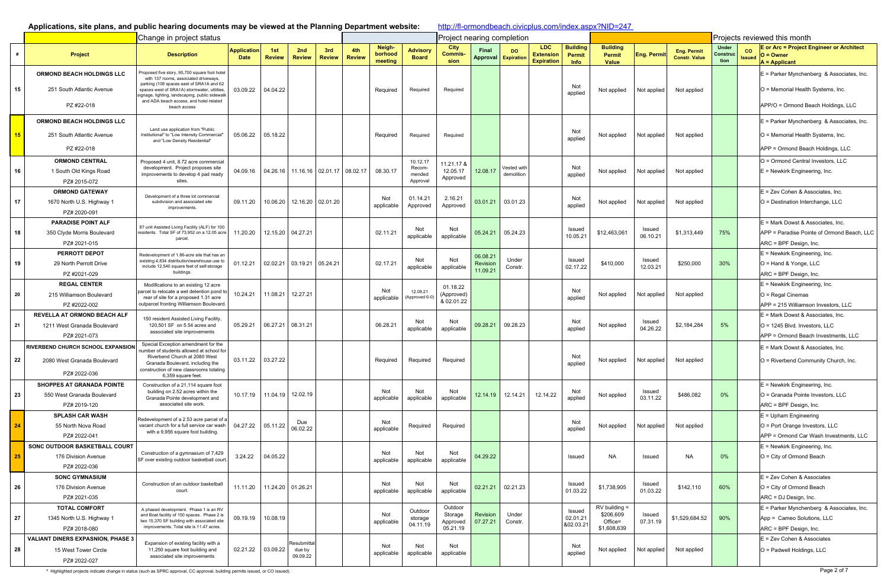**Applications, site plans, and public hearing documents may be viewed at the Planning Department website:** http://fl-ormondbeach.civicplus.com/index.aspx?NID=247

| | Change in project status | | | | | | | | Project nearing completion | | | | | | | | | | Projects reviewed this month | | |
|---|---|---|---|---|---|---|---|---|---|---|---|---|---|---|---|---|---|---|---|---|---|
| # | Project | Description | Application Date | 1st Review | 2nd Review | 3rd Review | 4th Review | Neighborhood meeting | Advisory Board | City Commission | Final Approval | DO Expiration | LDC Extension Expiration | Building Permit Info | Building Permit Value | Eng. Permit | Eng. Permit Constr. Value | Under Construction | CO Issued | E or Arc = Project Engineer or Architect O = Owner A = Applicant |
| 15 | ORMOND BEACH HOLDINGS LLC 251 South Atlantic Avenue PZ #22-018 | Proposed five story, 95,700 square foot hotel with 137 rooms, associated driveways, parking (108 spaces east of SRA1A and 62 spaces west of SRA1A) stormwater, utilities, signage, lighting, landscaping, public sidewalk and ADA beach access, and hotel related beach access | 03.09.22 | 04.04.22 | | | | Required | Required | Required | | | | Not applied | Not applied | Not applied | Not applied | | | E = Parker Mynchenberg & Associates, Inc. O = Memorial Health Systems, Inc. APP/O = Ormond Beach Holdings, LLC |
| 15 | ORMOND BEACH HOLDINGS LLC 251 South Atlantic Avenue PZ #22-018 | Land use application from "Public Institutional" to "Low Intensity Commercial" and "Low Density Residential" | 05.06.22 | 05.18.22 | | | | Required | Required | Required | | | | Not applied | Not applied | Not applied | Not applied | | | E = Parker Mynchenberg & Associates, Inc. O = Memorial Health Systems, Inc. APP = Ormond Beach Holdings, LLC |
| 16 | ORMOND CENTRAL 1 South Old Kings Road PZ# 2015-072 | Proposed 4 unit, 8.72 acre commercial development. Project proposes site improvements to develop 4 pad ready sites. | 04.09.16 | 04.26.16 | 11.16.16 | 02.01.17 | 08.02.17 | 08.30.17 | 10.12.17 Recommended Approval | 11.21.17 & 12.05.17 Approved | 12.08.17 | Vested with demolition | | Not applied | Not applied | Not applied | Not applied | | | O = Ormond Central Investors, LLC E = Newkirk Engineering, Inc. |
| 17 | ORMOND GATEWAY 1670 North U.S. Highway 1 PZ# 2020-091 | Development of a three lot commercial subdivision and associated site improvements. | 09.11.20 | 10.06.20 | 12.16.20 | 02.01.20 | | Not applicable | 01.14.21 Approved | 2.16.21 Approved | 03.01.21 | 03.01.23 | | Not applied | Not applied | Not applied | Not applied | | | E = Zev Cohen & Associates, Inc. O = Destination Interchange, LLC |
| 18 | PARADISE POINT ALF 350 Clyde Morris Boulevard PZ# 2021-015 | 87 unit Assisted Living Facility (ALF) for 100 residents. Total SF of 73,952 on a 12.05 acre parcel. | 11.20.20 | 12.15.20 | 04.27.21 | | | 02.11.21 | Not applicable | Not applicable | 05.24.21 | 05.24.23 | | Issued 10.05.21 | $12,463,061 | Issued 06.10.21 | $1,313,449 | 75% | | E = Mark Dowst & Associates, Inc. APP = Paradise Pointe of Ormond Beach, LLC ARC = BPF Design, Inc. |
| 19 | PERROTT DEPOT 29 North Perrott Drive PZ #2021-029 | Redevelopment of 1.86-acre site that has an existing 4,834 distribution/warehouse use to include 12,540 square feet of self-storage buildings. | 01.12.21 | 02.02.21 | 03.19.21 | 05.24.21 | | 02.17.21 | Not applicable | Not applicable | 06.08.21 Revision 11.09.21 | Under Constr. | | Issued 02.17.22 | $410,000 | Issued 12.03.21 | $250,000 | 30% | | E = Newkirk Engineering, Inc. O = Hand & Yonge, LLC ARC = BPF Design, Inc. |
| 20 | REGAL CENTER 215 Williamson Boulevard PZ #2022-002 | Modifications to an existing 12 acre parcel to relocate a wet detention pond to rear of site for a proposed 1.31 acre outparcel fronting Williamson Boulevard. | 10.24.21 | 11.08.21 | 12.27.21 | | | Not applicable | 12.09.21 (Approved 6-0) | 01.18.22 (Approved) & 02.01.22 | | | | Not applied | Not applied | Not applied | Not applied | | | E = Newkirk Engineering, Inc. O = Regal Cinemas APP = 215 Williamson Investors, LLC |
| 21 | REVELLA AT ORMOND BEACH ALF 1211 West Granada Boulevard PZ# 2021-073 | 150 resident Assisted Living Facility, 120,501 SF on 5.54 acres and associated site improvements | 05.29.21 | 06.27.21 | 08.31.21 | | | 06.28.21 | Not applicable | Not applicable | 09.28.21 | 09.28.23 | | Not applied | Not applied | Issued 04.26.22 | $2,184,284 | 5% | | E = Mark Dowst & Associates, Inc. O = 1245 Blvd. Investors, LLC APP = Ormond Beach Investments, LLC |
| 22 | RIVERBEND CHURCH SCHOOL EXPANSION 2080 West Granada Boulevard PZ# 2022-036 | Special Exception amendment for the number of students allowed at school for Riverbend Church at 2080 West Granada Boulevard, including the construction of new classrooms totaling 6,359 square feet. | 03.11.22 | 03.27.22 | | | | Required | Required | Required | | | | Not applied | Not applied | Not applied | Not applied | | | E = Mark Dowst & Associates, Inc. O = Riverbend Community Church, Inc. |
| 23 | SHOPPES AT GRANADA POINTE 550 West Granada Boulevard PZ# 2019-120 | Construction of a 21,114 square foot building on 2.52 acres within the Granada Pointe development and associated site work. | 10.17.19 | 11.04.19 | 12.02.19 | | | Not applicable | Not applicable | Not applicable | 12.14.19 | 12.14.21 | 12.14.22 | Not applied | Not applied | Issued 03.11.22 | $486,082 | 0% | | E = Newkirk Engineering, Inc. O = Granada Pointe Investors, LLC ARC = BPF Design, Inc. |
| 24 | SPLASH CAR WASH 55 North Nova Road PZ# 2022-041 | Redevelopment of a 2.53 acre parcel of a vacant church for a full service car wash with a 9,956 square foot building. | 04.27.22 | 05.11.22 | Due 06.02.22 | | | Not applicable | Required | Required | | | | Not applied | Not applied | Not applied | Not applied | | | E = Upham Engineering O = Port Orange Investors, LLC APP = Ormond Car Wash Investments, LLC |
| 25 | SONC OUTDOOR BASKETBALL COURT 176 Division Avenue PZ# 2022-036 | Construction of a gymnasium of 7,429 SF over existing outdoor basketball court. | 3.24.22 | 04.05.22 | | | | Not applicable | Not applicable | Not applicable | 04.29.22 | | | Issued | NA | Issued | NA | 0% | | E = Newkirk Engineering, Inc. O = City of Ormond Beach |
| 26 | SONC GYMNASIUM 176 Division Avenue PZ# 2021-035 | Construction of an outdoor basketball court. | 11.11.20 | 11.24.20 | 01.26.21 | | | Not applicable | Not applicable | Not applicable | 02.21.21 | 02.21.23 | | Issued 01.03.22 | $1,738,905 | Issued 01.03.22 | $142,110 | 60% | | E = Zev Cohen & Associates O = City of Ormond Beach ARC = DJ Design, Inc. |
| 27 | TOTAL COMFORT 1345 North U.S. Highway 1 PZ# 2018-080 | A phased development. Phase 1 is an RV and Boat facility of 150 spaces. Phase 2 is two 15,370 SF building with associated site improvements. Total site is 11.47 acres. | 09.19.19 | 10.08.19 | | | | Not applicable | Outdoor storage 04.11.19 | Outdoor Storage Approved 05.21.19 | Revision 07.27.21 | Under Constr. | | Issued 02.01.21 &02.03.21 | RV building = $206,609 Office= $1,608,639 | Issued 07.31.19 | $1,529,684.52 | 90% | | E = Parker Mynchenberg & Associates, Inc. App = Cameo Solutions, LLC ARC = BPF Design, Inc. |
| 28 | VALIANT DINERS EXPASNION, PHASE 3 15 West Tower Circle PZ# 2022-027 | Expansion of existing facility with a 11,250 square foot building and associated site improvements | 02.21.22 | 03.09.22 | Resubmittal due by 09.09.22 | | | Not applicable | Not applicable | Not applicable | | | | Not applied | Not applied | Not applied | Not applied | | | E = Zev Cohen & Associates O = Padwell Holdings, LLC |

\* Highlighted projects indicate change in status (such as SPRC approval, CC approval, building permits issued, or CO issued).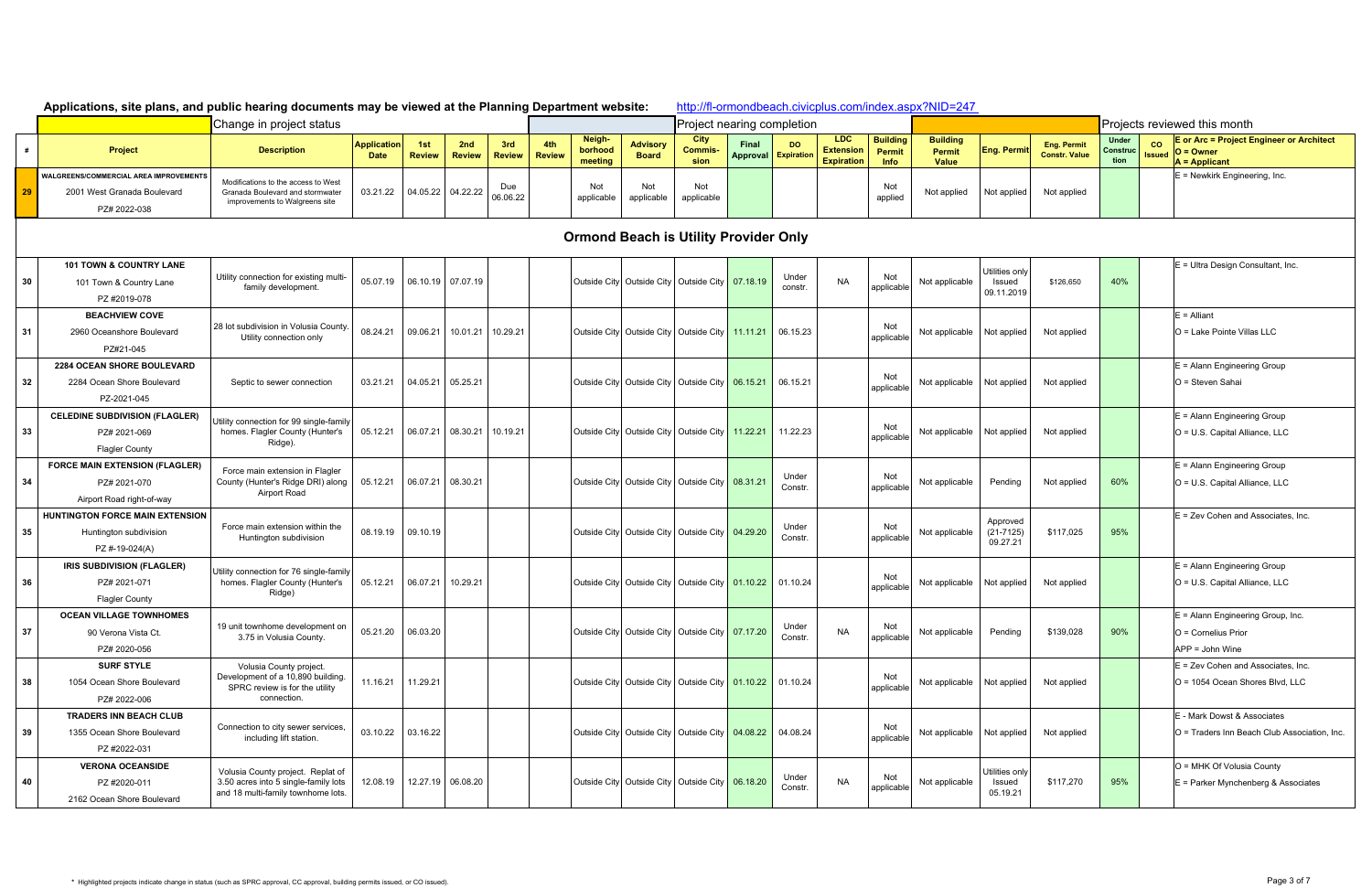**Applications, site plans, and public hearing documents may be viewed at the Planning Department website:** http://fl-ormondbeach.civicplus.com/index.aspx?NID=247

| | Change in project status | | | | | | | | | Project nearing completion | | | | | | | | | | | Projects reviewed this month |
|---|---|---|---|---|---|---|---|---|---|---|---|---|---|---|---|---|---|---|---|---|---|
| # | Project | Description | Application Date | 1st Review | 2nd Review | 3rd Review | 4th Review | Neighborhood meeting | Advisory Board | City Commission | Final Approval | DO Expiration | LDC Extension Expiration | Building Permit Info | Building Permit Value | Eng. Permit | Eng. Permit Constr. Value | Under Construction | CO Issued | E or Arc = Project Engineer or Architect O = Owner A = Applicant |
| 29 | WALGREENS/COMMERCIAL AREA IMPROVEMENTS 2001 West Granada Boulevard PZ# 2022-038 | Modifications to the access to West Granada Boulevard and stormwater improvements to Walgreens site | 03.21.22 | 04.05.22 | 04.22.22 | Due 06.06.22 | | Not applicable | Not applicable | Not applicable | | | | Not applied | Not applied | Not applied | Not applied | | | E = Newkirk Engineering, Inc. |
| | **Ormond Beach is Utility Provider Only** | | | | | | | | | | | | | | | | | | | |
| 30 | 101 TOWN & COUNTRY LANE 101 Town & Country Lane PZ #2019-078 | Utility connection for existing multi-family development. | 05.07.19 | 06.10.19 | 07.07.19 | | | Outside City | Outside City | Outside City | 07.18.19 | Under constr. | NA | Not applicable | Not applicable | Utilities only Issued 09.11.2019 | $126,650 | 40% | | E = Ultra Design Consultant, Inc. |
| 31 | BEACHVIEW COVE 2960 Oceanshore Boulevard PZ#21-045 | 28 lot subdivision in Volusia County. Utility connection only | 08.24.21 | 09.06.21 | 10.01.21 | 10.29.21 | | Outside City | Outside City | Outside City | 11.11.21 | 06.15.23 | | Not applicable | Not applicable | Not applied | Not applied | | | E = Alliant O = Lake Pointe Villas LLC |
| 32 | 2284 OCEAN SHORE BOULEVARD 2284 Ocean Shore Boulevard PZ-2021-045 | Septic to sewer connection | 03.21.21 | 04.05.21 | 05.25.21 | | | Outside City | Outside City | Outside City | 06.15.21 | 06.15.21 | | Not applicable | Not applicable | Not applied | Not applied | | | E = Alann Engineering Group O = Steven Sahai |
| 33 | CELEDINE SUBDIVISION (FLAGLER) PZ# 2021-069 Flagler County | Utility connection for 99 single-family homes. Flagler County (Hunter's Ridge). | 05.12.21 | 06.07.21 | 08.30.21 | 10.19.21 | | Outside City | Outside City | Outside City | 11.22.21 | 11.22.23 | | Not applicable | Not applicable | Not applied | Not applied | | | E = Alann Engineering Group O = U.S. Capital Alliance, LLC |
| 34 | FORCE MAIN EXTENSION (FLAGLER) PZ# 2021-070 Airport Road right-of-way | Force main extension in Flagler County (Hunter's Ridge DRI) along Airport Road | 05.12.21 | 06.07.21 | 08.30.21 | | | Outside City | Outside City | Outside City | 08.31.21 | Under Constr. | | Not applicable | Not applicable | Pending | Not applied | 60% | | E = Alann Engineering Group O = U.S. Capital Alliance, LLC |
| 35 | HUNTINGTON FORCE MAIN EXTENSION Huntington subdivision PZ #-19-024(A) | Force main extension within the Huntington subdivision | 08.19.19 | 09.10.19 | | | | Outside City | Outside City | Outside City | 04.29.20 | Under Constr. | | Not applicable | Not applicable | Approved (21-7125) 09.27.21 | $117,025 | 95% | | E = Zev Cohen and Associates, Inc. |
| 36 | IRIS SUBDIVISION (FLAGLER) PZ# 2021-071 Flagler County | Utility connection for 76 single-family homes. Flagler County (Hunter's Ridge) | 05.12.21 | 06.07.21 | 10.29.21 | | | Outside City | Outside City | Outside City | 01.10.22 | 01.10.24 | | Not applicable | Not applicable | Not applied | Not applied | | | E = Alann Engineering Group O = U.S. Capital Alliance, LLC |
| 37 | OCEAN VILLAGE TOWNHOMES 90 Verona Vista Ct. PZ# 2020-056 | 19 unit townhome development on 3.75 in Volusia County. | 05.21.20 | 06.03.20 | | | | Outside City | Outside City | Outside City | 07.17.20 | Under Constr. | NA | Not applicable | Not applicable | Pending | $139,028 | 90% | | E = Alann Engineering Group, Inc. O = Cornelius Prior APP = John Wine |
| 38 | SURF STYLE 1054 Ocean Shore Boulevard PZ# 2022-006 | Volusia County project. Development of a 10,890 building. SPRC review is for the utility connection. | 11.16.21 | 11.29.21 | | | | Outside City | Outside City | Outside City | 01.10.22 | 01.10.24 | | Not applicable | Not applicable | Not applied | Not applied | | | E = Zev Cohen and Associates, Inc. O = 1054 Ocean Shores Blvd, LLC |
| 39 | TRADERS INN BEACH CLUB 1355 Ocean Shore Boulevard PZ #2022-031 | Connection to city sewer services, including lift station. | 03.10.22 | 03.16.22 | | | | Outside City | Outside City | Outside City | 04.08.22 | 04.08.24 | | Not applicable | Not applicable | Not applied | Not applied | | | E - Mark Dowst & Associates O = Traders Inn Beach Club Association, Inc. |
| 40 | VERONA OCEANSIDE PZ #2020-011 2162 Ocean Shore Boulevard | Volusia County project. Replat of 3.50 acres into 5 single-family lots and 18 multi-family townhome lots. | 12.08.19 | 12.27.19 | 06.08.20 | | | Outside City | Outside City | Outside City | 06.18.20 | Under Constr. | NA | Not applicable | Not applicable | Utilities only Issued 05.19.21 | $117,270 | 95% | | O = MHK Of Volusia County E = Parker Mynchenberg & Associates |

\* Highlighted projects indicate change in status (such as SPRC approval, CC approval, building permits issued, or CO issued).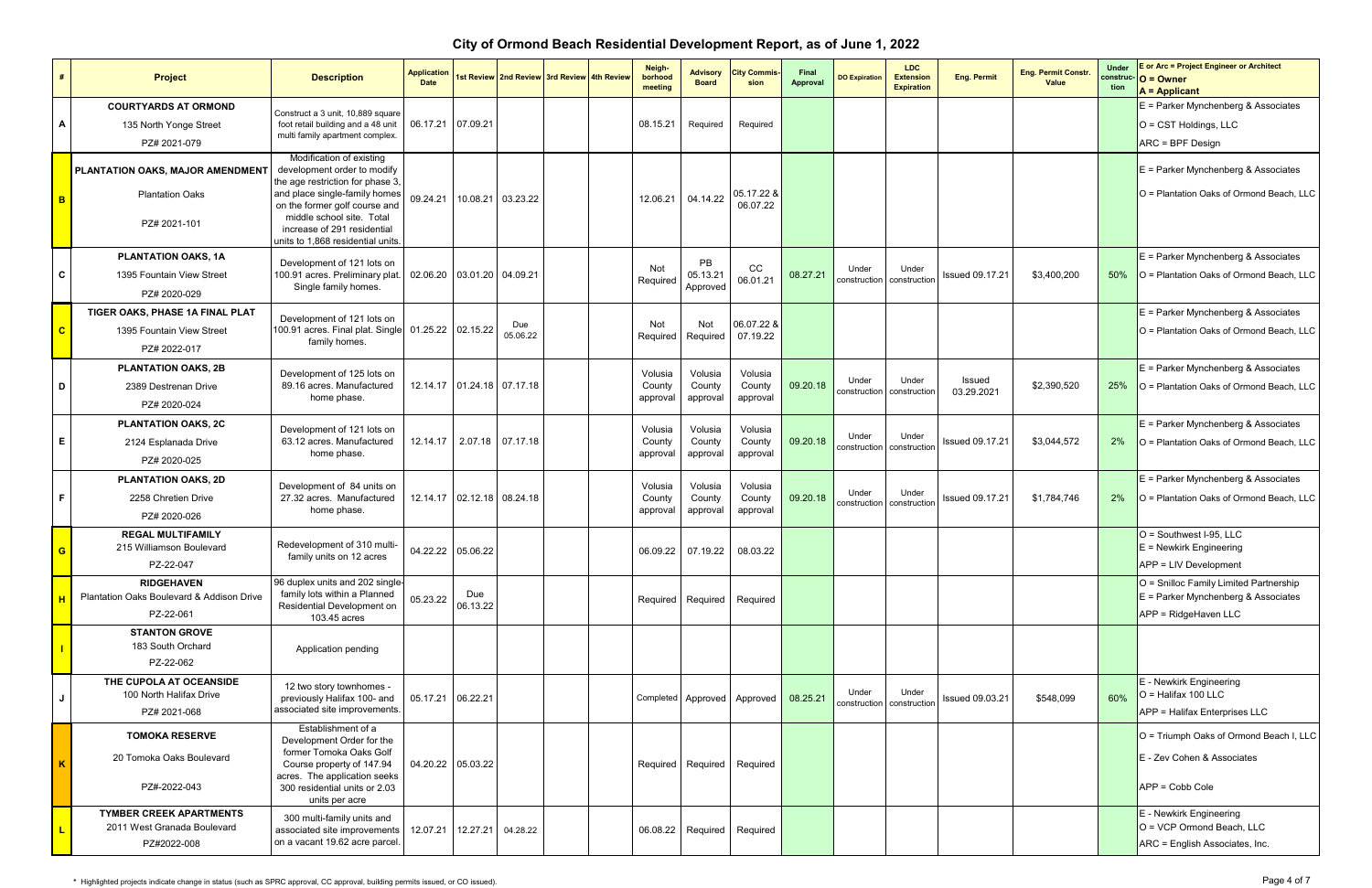# City of Ormond Beach Residential Development Report, as of June 1, 2022

| # | Project | Description | Application Date | 1st Review | 2nd Review | 3rd Review | 4th Review | Neighborhood meeting | Advisory Board | City Commission | Final Approval | DO Expiration | LDC Extension Expiration | Eng. Permit | Eng. Permit Constr. Value | Under construction | E or Arc = Project Engineer or Architect O = Owner A = Applicant |
|---|---|---|---|---|---|---|---|---|---|---|---|---|---|---|---|---|---|
| A | **COURTYARDS AT ORMOND** 135 North Yonge Street PZ# 2021-079 | Construct a 3 unit, 10,889 square foot retail building and a 48 unit multi family apartment complex. | 06.17.21 | 07.09.21 | | | | 08.15.21 | Required | Required | | | | | | | E = Parker Mynchenberg & Associates O = CST Holdings, LLC ARC = BPF Design |
| B | **PLANTATION OAKS, MAJOR AMENDMENT** Plantation Oaks PZ# 2021-101 | Modification of existing development order to modify the age restriction for phase 3, and place single-family homes on the former golf course and middle school site. Total increase of 291 residential units to 1,868 residential units. | 09.24.21 | 10.08.21 | 03.23.22 | | | 12.06.21 | 04.14.22 | 05.17.22 & 06.07.22 | | | | | | | E = Parker Mynchenberg & Associates O = Plantation Oaks of Ormond Beach, LLC |
| C | **PLANTATION OAKS, 1A** 1395 Fountain View Street PZ# 2020-029 | Development of 121 lots on 100.91 acres. Preliminary plat. Single family homes. | 02.06.20 | 03.01.20 | 04.09.21 | | | Not Required | PB 05.13.21 Approved | CC 06.01.21 | 08.27.21 | Under construction | Under construction | Issued 09.17.21 | $3,400,200 | 50% | E = Parker Mynchenberg & Associates O = Plantation Oaks of Ormond Beach, LLC |
| C | **TIGER OAKS, PHASE 1A FINAL PLAT** 1395 Fountain View Street PZ# 2022-017 | Development of 121 lots on 100.91 acres. Final plat. Single family homes. | 01.25.22 | 02.15.22 | Due 05.06.22 | | | Not Required | Not Required | 06.07.22 & 07.19.22 | | | | | | | E = Parker Mynchenberg & Associates O = Plantation Oaks of Ormond Beach, LLC |
| D | **PLANTATION OAKS, 2B** 2389 Destrenan Drive PZ# 2020-024 | Development of 125 lots on 89.16 acres. Manufactured home phase. | 12.14.17 | 01.24.18 | 07.17.18 | | | Volusia County approval | Volusia County approval | Volusia County approval | 09.20.18 | Under construction | Under construction | Issued 03.29.2021 | $2,390,520 | 25% | E = Parker Mynchenberg & Associates O = Plantation Oaks of Ormond Beach, LLC |
| E | **PLANTATION OAKS, 2C** 2124 Esplanada Drive PZ# 2020-025 | Development of 121 lots on 63.12 acres. Manufactured home phase. | 12.14.17 | 2.07.18 | 07.17.18 | | | Volusia County approval | Volusia County approval | Volusia County approval | 09.20.18 | Under construction | Under construction | Issued 09.17.21 | $3,044,572 | 2% | E = Parker Mynchenberg & Associates O = Plantation Oaks of Ormond Beach, LLC |
| F | **PLANTATION OAKS, 2D** 2258 Chretien Drive PZ# 2020-026 | Development of 84 units on 27.32 acres. Manufactured home phase. | 12.14.17 | 02.12.18 | 08.24.18 | | | Volusia County approval | Volusia County approval | Volusia County approval | 09.20.18 | Under construction | Under construction | Issued 09.17.21 | $1,784,746 | 2% | E = Parker Mynchenberg & Associates O = Plantation Oaks of Ormond Beach, LLC |
| G | **REGAL MULTIFAMILY** 215 Williamson Boulevard PZ-22-047 | Redevelopment of 310 multi-family units on 12 acres | 04.22.22 | 05.06.22 | | | | 06.09.22 | 07.19.22 | 08.03.22 | | | | | | | O = Southwest I-95, LLC E = Newkirk Engineering APP = LIV Development |
| H | **RIDGEHAVEN** Plantation Oaks Boulevard & Addison Drive PZ-22-061 | 96 duplex units and 202 single-family lots within a Planned Residential Development on 103.45 acres | 05.23.22 | Due 06.13.22 | | | | Required | Required | Required | | | | | | | O = Snilloc Family Limited Partnership E = Parker Mynchenberg & Associates APP = RidgeHaven LLC |
| I | **STANTON GROVE** 183 South Orchard PZ-22-062 | Application pending | | | | | | | | | | | | | | | |
| J | **THE CUPOLA AT OCEANSIDE** 100 North Halifax Drive PZ# 2021-068 | 12 two story townhomes - previously Halifax 100- and associated site improvements. | 05.17.21 | 06.22.21 | | | | Completed | Approved | Approved | 08.25.21 | Under construction | Under construction | Issued 09.03.21 | $548,099 | 60% | E - Newkirk Engineering O = Halifax 100 LLC APP = Halifax Enterprises LLC |
| K | **TOMOKA RESERVE** 20 Tomoka Oaks Boulevard PZ#-2022-043 | Establishment of a Development Order for the former Tomoka Oaks Golf Course property of 147.94 acres. The application seeks 300 residential units or 2.03 units per acre | 04.20.22 | 05.03.22 | | | | Required | Required | Required | | | | | | | O = Triumph Oaks of Ormond Beach I, LLC E - Zev Cohen & Associates APP = Cobb Cole |
| L | **TYMBER CREEK APARTMENTS** 2011 West Granada Boulevard PZ#2022-008 | 300 multi-family units and associated site improvements on a vacant 19.62 acre parcel. | 12.07.21 | 12.27.21 | 04.28.22 | | | 06.08.22 | Required | Required | | | | | | | E - Newkirk Engineering O = VCP Ormond Beach, LLC ARC = English Associates, Inc. |

\* Highlighted projects indicate change in status (such as SPRC approval, CC approval, building permits issued, or CO issued).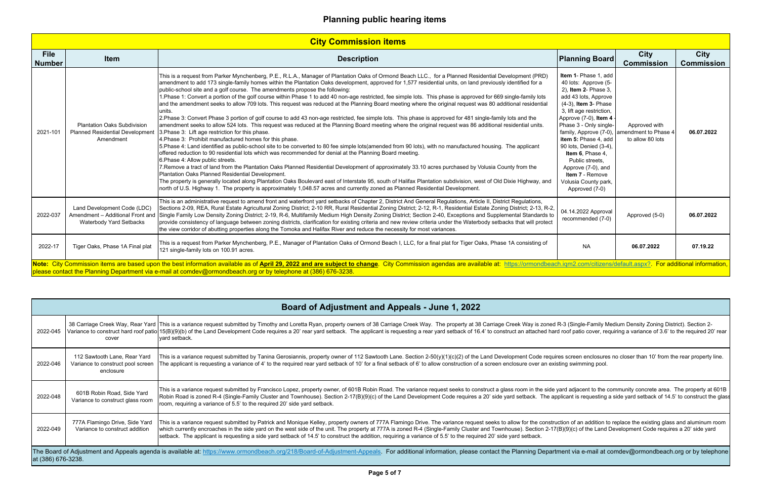# Planning public hearing items

## City Commission items

| File Number | Item | Description | Planning Board | City Commission | City Commission |
|---|---|---|---|---|---|
| 2021-101 | Plantation Oaks Subdivision Planned Residential Development Amendment | This is a request from Parker Mynchenberg, P.E., R.L.A., Manager of Plantation Oaks of Ormond Beach LLC., for a Planned Residential Development (PRD) amendment to add 173 single-family homes within the Plantation Oaks development, approved for 1,577 residential units, on land previously identified for a public-school site and a golf course. The amendments propose the following:<br>1.Phase 1: Convert a portion of the golf course within Phase 1 to add 40 non-age restricted, fee simple lots. This phase is approved for 669 single-family lots and the amendment seeks to allow 709 lots. This request was reduced at the Planning Board meeting where the original request was 80 additional residential units.<br>2.Phase 3: Convert Phase 3 portion of golf course to add 43 non-age restricted, fee simple lots. This phase is approved for 481 single-family lots and the amendment seeks to allow 524 lots. This request was reduced at the Planning Board meeting where the original request was 86 additional residential units.<br>3.Phase 3: Lift age restriction for this phase.<br>4.Phase 3: Prohibit manufactured homes for this phase.<br>5.Phase 4: Land identified as public-school site to be converted to 80 fee simple lots(amended from 90 lots), with no manufactured housing. The applicant offered reduction to 90 residential lots which was recommended for denial at the Planning Board meeting.<br>6.Phase 4: Allow public streets.<br>7.Remove a tract of land from the Plantation Oaks Planned Residential Development of approximately 33.10 acres purchased by Volusia County from the Plantation Oaks Planned Residential Development.<br>The property is generally located along Plantation Oaks Boulevard east of Interstate 95, south of Halifax Plantation subdivision, west of Old Dixie Highway, and north of U.S. Highway 1. The property is approximately 1,048.57 acres and currently zoned as Planned Residential Development. | **Item 1**- Phase 1, add 40 lots: Approve (5-2), **Item 2**- Phase 3, add 43 lots, Approve (4-3), **Item 3**- Phase 3, lift age restriction, Approve (7-0), **Item 4** - Phase 3 - Only single-family, Approve (7-0), **item 5:** Phase 4, add 90 lots, Denied (3-4), **Item 6**, Phase 4, Public streets, Approve (7-0), and **Item 7** - Remove Volusia County park, Approved (7-0) | Approved with amendment to Phase 4 to allow 80 lots | **06.07.2022** |
| 2022-037 | Land Development Code (LDC) Amendment – Additional Front and Waterbody Yard Setbacks | This is an administrative request to amend front and waterfront yard setbacks of Chapter 2, District And General Regulations, Article II, District Regulations, Sections 2-09, REA, Rural Estate Agricultural Zoning District; 2-10 RR, Rural Residential Zoning District; 2-12, R-1, Residential Estate Zoning District; 2-13, R-2, Single Family Low Density Zoning District; 2-19, R-6, Multifamily Medium High Density Zoning District; Section 2-40, Exceptions and Supplemental Standards to provide consistency of language between zoning districts, clarification for existing criteria and new review criteria under the Waterbody setbacks that will protect the view corridor of abutting properties along the Tomoka and Halifax River and reduce the necessity for most variances. | 04.14.2022 Approval recommended (7-0) | Approved (5-0) | **06.07.2022** |
| 2022-17 | Tiger Oaks, Phase 1A Final plat | This is a request from Parker Mynchenberg, P.E., Manager of Plantation Oaks of Ormond Beach I, LLC, for a final plat for Tiger Oaks, Phase 1A consisting of 121 single-family lots on 100.91 acres. | NA | **06.07.2022** | **07.19.22** |

**Note:** City Commission items are based upon the best information available as of **April 29, 2022 and are subject to change**. City Commission agendas are available at: https://ormondbeach.iqm2.com/citizens/default.aspx?. For additional information, please contact the Planning Department via e-mail at comdev@ormondbeach.org or by telephone at (386) 676-3238.

## Board of Adjustment and Appeals - June 1, 2022

| File Number | Item | Description |
|---|---|---|
| 2022-045 | 38 Carriage Creek Way, Rear Yard Variance to construct hard roof patio cover | This is a variance request submitted by Timothy and Loretta Ryan, property owners of 38 Carriage Creek Way. The property at 38 Carriage Creek Way is zoned R-3 (Single-Family Medium Density Zoning District). Section 2-15(B)(9)(b) of the Land Development Code requires a 20' rear yard setback. The applicant is requesting a rear yard setback of 16.4' to construct an attached hard roof patio cover, requiring a variance of 3.6' to the required 20' rear yard setback. |
| 2022-046 | 112 Sawtooth Lane, Rear Yard Variance to construct pool screen enclosure | This is a variance request submitted by Tanina Gerosiannis, property owner of 112 Sawtooth Lane. Section 2-50(y)(1)(c)(2) of the Land Development Code requires screen enclosures no closer than 10' from the rear property line. The applicant is requesting a variance of 4' to the required rear yard setback of 10' for a final setback of 6' to allow construction of a screen enclosure over an existing swimming pool. |
| 2022-048 | 601B Robin Road, Side Yard Variance to construct glass room | This is a variance request submitted by Francisco Lopez, property owner, of 601B Robin Road. The variance request seeks to construct a glass room in the side yard adjacent to the community concrete area. The property at 601B Robin Road is zoned R-4 (Single-Family Cluster and Townhouse). Section 2-17(B)(9)(c) of the Land Development Code requires a 20' side yard setback. The applicant is requesting a side yard setback of 14.5' to construct the glass room, requiring a variance of 5.5' to the required 20' side yard setback. |
| 2022-049 | 777A Flamingo Drive, Side Yard Variance to construct addition | This is a variance request submitted by Patrick and Monique Kelley, property owners of 777A Flamingo Drive. The variance request seeks to allow for the construction of an addition to replace the existing glass and aluminum room which currently encroaches in the side yard on the west side of the unit. The property at 777A is zoned R-4 (Single-Family Cluster and Townhouse). Section 2-17(B)(9)(c) of the Land Development Code requires a 20' side yard setback. The applicant is requesting a side yard setback of 14.5' to construct the addition, requiring a variance of 5.5' to the required 20' side yard setback. |

The Board of Adjustment and Appeals agenda is available at: https://www.ormondbeach.org/218/Board-of-Adjustment-Appeals. For additional information, please contact the Planning Department via e-mail at comdev@ormondbeach.org or by telephone at (386) 676-3238.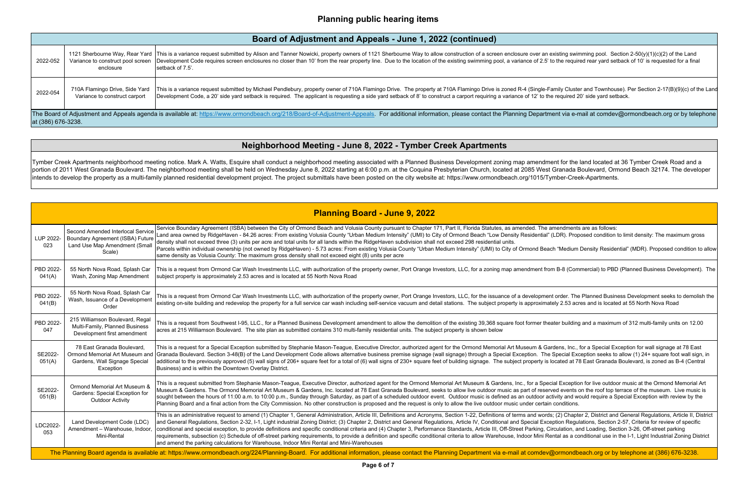# Planning public hearing items

## Board of Adjustment and Appeals - June 1, 2022 (continued)

| | | |
|---|---|---|
| 2022-052 | 1121 Sherbourne Way, Rear Yard Variance to construct pool screen enclosure | This is a variance request submitted by Alison and Tanner Nowicki, property owners of 1121 Sherbourne Way to allow construction of a screen enclosure over an existing swimming pool. Section 2-50(y)(1)(c)(2) of the Land Development Code requires screen enclosures no closer than 10' from the rear property line. Due to the location of the existing swimming pool, a variance of 2.5' to the required rear yard setback of 10' is requested for a final setback of 7.5'. |
| 2022-054 | 710A Flamingo Drive, Side Yard Variance to construct carport | This is a variance request submitted by Michael Pendlebury, property owner of 710A Flamingo Drive. The property at 710A Flamingo Drive is zoned R-4 (Single-Family Cluster and Townhouse). Per Section 2-17(B)(9)(c) of the Land Development Code, a 20' side yard setback is required. The applicant is requesting a side yard setback of 8' to construct a carport requiring a variance of 12' to the required 20' side yard setback. |

The Board of Adjustment and Appeals agenda is available at: https://www.ormondbeach.org/218/Board-of-Adjustment-Appeals. For additional information, please contact the Planning Department via e-mail at comdev@ormondbeach.org or by telephone at (386) 676-3238.

## Neighborhood Meeting - June 8, 2022 - Tymber Creek Apartments

Tymber Creek Apartments neighborhood meeting notice. Mark A. Watts, Esquire shall conduct a neighborhood meeting associated with a Planned Business Development zoning map amendment for the land located at 36 Tymber Creek Road and a portion of 2011 West Granada Boulevard. The neighborhood meeting shall be held on Wednesday June 8, 2022 starting at 6:00 p.m. at the Coquina Presbyterian Church, located at 2085 West Granada Boulevard, Ormond Beach 32174. The developer intends to develop the property as a multi-family planned residential development project. The project submittals have been posted on the city website at: https://www.ormondbeach.org/1015/Tymber-Creek-Apartments.

## Planning Board - June 9, 2022

| | | |
|---|---|---|
| LUP 2022-023 | Second Amended Interlocal Service Boundary Agreement (ISBA) Future Land Use Map Amendment (Small Scale) | Service Boundary Agreement (ISBA) between the City of Ormond Beach and Volusia County pursuant to Chapter 171, Part II, Florida Statutes, as amended. The amendments are as follows: Land area owned by RidgeHaven - 84.26 acres: From existing Volusia County "Urban Medium Intensity" (UMI) to City of Ormond Beach "Low Density Residential" (LDR). Proposed condition to limit density: The maximum gross density shall not exceed three (3) units per acre and total units for all lands within the RidgeHaven subdivision shall not exceed 298 residential units. Parcels within individual ownership (not owned by RidgeHaven) - 5.73 acres: From existing Volusia County "Urban Medium Intensity" (UMI) to City of Ormond Beach "Medium Density Residential" (MDR). Proposed condition to allow same density as Volusia County: The maximum gross density shall not exceed eight (8) units per acre |
| PBD 2022-041(A) | 55 North Nova Road, Splash Car Wash, Zoning Map Amendment | This is a request from Ormond Car Wash Investments LLC, with authorization of the property owner, Port Orange Investors, LLC, for a zoning map amendment from B-8 (Commercial) to PBD (Planned Business Development). The subject property is approximately 2.53 acres and is located at 55 North Nova Road |
| PBD 2022-041(B) | 55 North Nova Road, Splash Car Wash, Issuance of a Development Order | This is a request from Ormond Car Wash Investments LLC, with authorization of the property owner, Port Orange Investors, LLC, for the issuance of a development order. The Planned Business Development seeks to demolish the existing on-site building and redevelop the property for a full service car wash including self-service vacuum and detail stations. The subject property is approximately 2.53 acres and is located at 55 North Nova Road |
| PBD 2022-047 | 215 Williamson Boulevard, Regal Multi-Family, Planned Business Development first amendment | This is a request from Southwest I-95, LLC., for a Planned Business Development amendment to allow the demolition of the existing 39,368 square foot former theater building and a maximum of 312 multi-family units on 12.00 acres at 215 Williamson Boulevard. The site plan as submitted contains 310 multi-family residential units. The subject property is shown below |
| SE2022-051(A) | 78 East Granada Boulevard, Ormond Memorial Art Museum and Gardens, Wall Signage Special Exception | This is a request for a Special Exception submitted by Stephanie Mason-Teague, Executive Director, authorized agent for the Ormond Memorial Art Museum & Gardens, Inc., for a Special Exception for wall signage at 78 East Granada Boulevard. Section 3-48(B) of the Land Development Code allows alternative business premise signage (wall signage) through a Special Exception. The Special Exception seeks to allow (1) 24+ square foot wall sign, in additional to the previously approved (5) wall signs of 206+ square feet for a total of (6) wall signs of 230+ square feet of building signage. The subject property is located at 78 East Granada Boulevard, is zoned as B-4 (Central Business) and is within the Downtown Overlay District. |
| SE2022-051(B) | Ormond Memorial Art Museum & Gardens: Special Exception for Outdoor Activity | This is a request submitted from Stephanie Mason-Teague, Executive Director, authorized agent for the Ormond Memorial Art Museum & Gardens, Inc., for a Special Exception for live outdoor music at the Ormond Memorial Art Museum & Gardens. The Ormond Memorial Art Museum & Gardens, Inc. located at 78 East Granada Boulevard, seeks to allow live outdoor music as part of reserved events on the roof top terrace of the museum. Live music is sought between the hours of 11:00 a.m. to 10:00 p.m., Sunday through Saturday, as part of a scheduled outdoor event. Outdoor music is defined as an outdoor activity and would require a Special Exception with review by the Planning Board and a final action from the City Commission. No other construction is proposed and the request is only to allow the live outdoor music under certain conditions. |
| LDC2022-053 | Land Development Code (LDC) Amendment – Warehouse, Indoor, Mini-Rental | This is an administrative request to amend (1) Chapter 1, General Administration, Article III, Definitions and Acronyms, Section 1-22, Definitions of terms and words; (2) Chapter 2, District and General Regulations, Article II, District and General Regulations, Section 2-32, I-1, Light industrial Zoning District; (3) Chapter 2, District and General Regulations, Article IV, Conditional and Special Exception Regulations, Section 2-57, Criteria for review of specific conditional and special exception, to provide definitions and specific conditional criteria and (4) Chapter 3, Performance Standards, Article III, Off-Street Parking, Circulation, and Loading, Section 3-26, Off-street parking requirements, subsection (c) Schedule of off-street parking requirements, to provide a definition and specific conditional criteria to allow Warehouse, Indoor Mini Rental as a conditional use in the I-1, Light Industrial Zoning District and amend the parking calculations for Warehouse, Indoor Mini Rental and Mini-Warehouses |

The Planning Board agenda is available at: https://www.ormondbeach.org/224/Planning-Board. For additional information, please contact the Planning Department via e-mail at comdev@ormondbeach.org or by telephone at (386) 676-3238.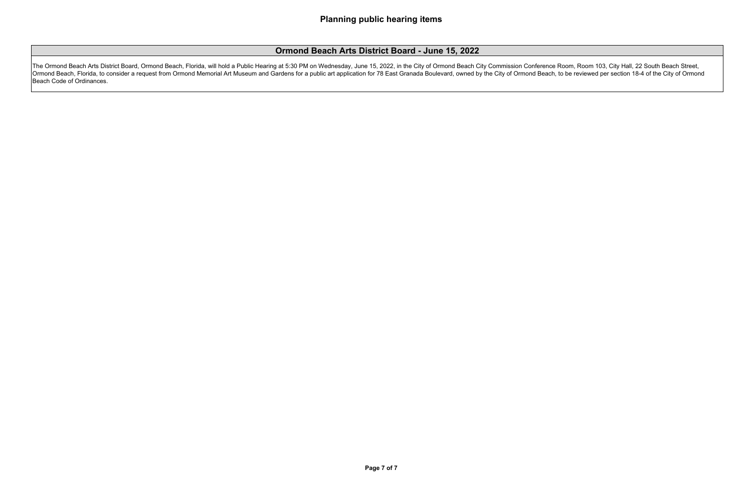## Planning public hearing items

### Ormond Beach Arts District Board - June 15, 2022

The Ormond Beach Arts District Board, Ormond Beach, Florida, will hold a Public Hearing at 5:30 PM on Wednesday, June 15, 2022, in the City of Ormond Beach City Commission Conference Room, Room 103, City Hall, 22 South Beach Street, Ormond Beach, Florida, to consider a request from Ormond Memorial Art Museum and Gardens for a public art application for 78 East Granada Boulevard, owned by the City of Ormond Beach, to be reviewed per section 18-4 of the City of Ormond Beach Code of Ordinances.